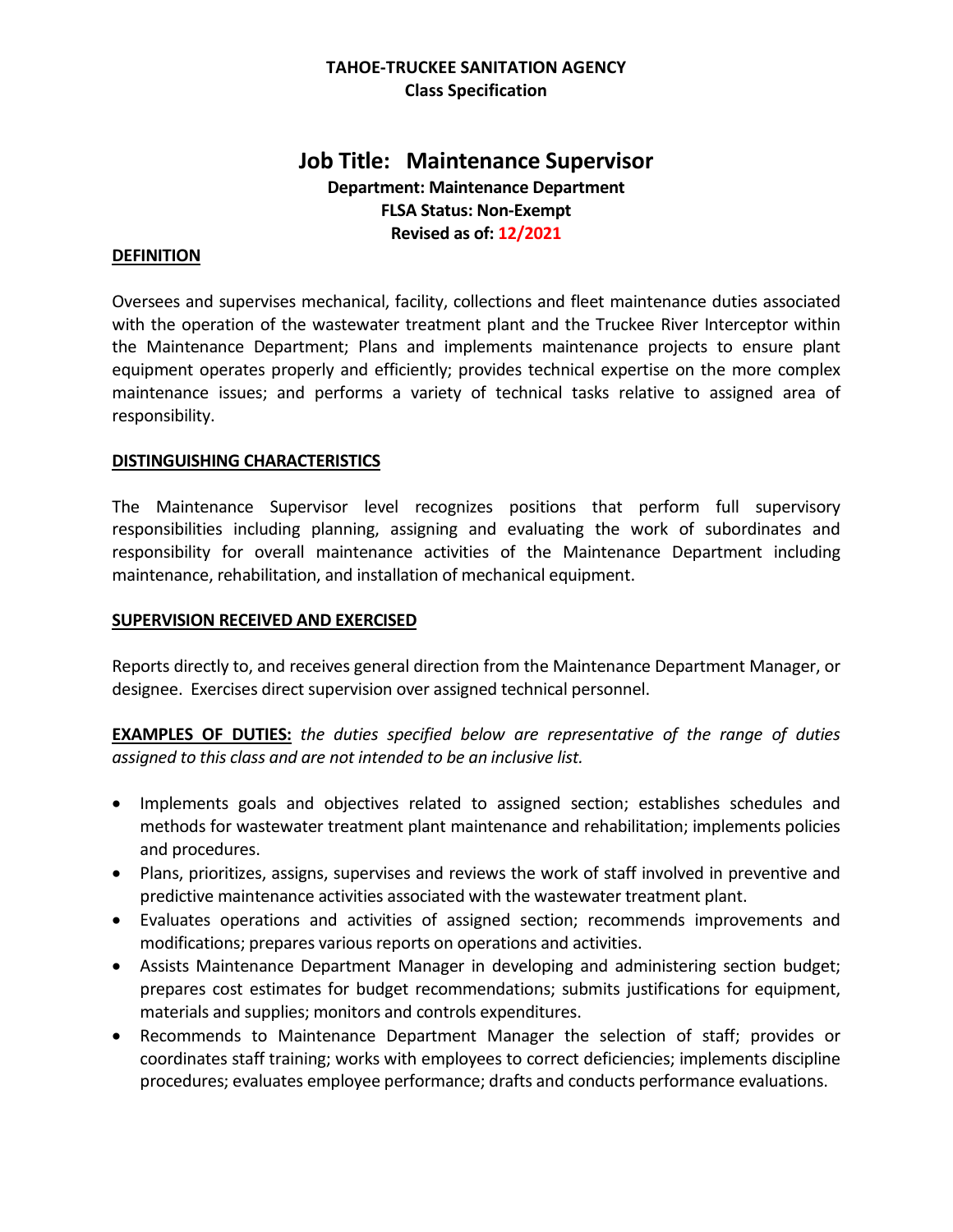**TAHOE-TRUCKEE SANITATION AGENCY**
**Class Specification**

# Job Title: Maintenance Supervisor

**Department: Maintenance Department**
**FLSA Status: Non-Exempt**
**Revised as of: 12/2021**

## DEFINITION

Oversees and supervises mechanical, facility, collections and fleet maintenance duties associated with the operation of the wastewater treatment plant and the Truckee River Interceptor within the Maintenance Department; Plans and implements maintenance projects to ensure plant equipment operates properly and efficiently; provides technical expertise on the more complex maintenance issues; and performs a variety of technical tasks relative to assigned area of responsibility.

## DISTINGUISHING CHARACTERISTICS

The Maintenance Supervisor level recognizes positions that perform full supervisory responsibilities including planning, assigning and evaluating the work of subordinates and responsibility for overall maintenance activities of the Maintenance Department including maintenance, rehabilitation, and installation of mechanical equipment.

## SUPERVISION RECEIVED AND EXERCISED

Reports directly to, and receives general direction from the Maintenance Department Manager, or designee. Exercises direct supervision over assigned technical personnel.

**EXAMPLES OF DUTIES:** *the duties specified below are representative of the range of duties assigned to this class and are not intended to be an inclusive list.*

- Implements goals and objectives related to assigned section; establishes schedules and methods for wastewater treatment plant maintenance and rehabilitation; implements policies and procedures.
- Plans, prioritizes, assigns, supervises and reviews the work of staff involved in preventive and predictive maintenance activities associated with the wastewater treatment plant.
- Evaluates operations and activities of assigned section; recommends improvements and modifications; prepares various reports on operations and activities.
- Assists Maintenance Department Manager in developing and administering section budget; prepares cost estimates for budget recommendations; submits justifications for equipment, materials and supplies; monitors and controls expenditures.
- Recommends to Maintenance Department Manager the selection of staff; provides or coordinates staff training; works with employees to correct deficiencies; implements discipline procedures; evaluates employee performance; drafts and conducts performance evaluations.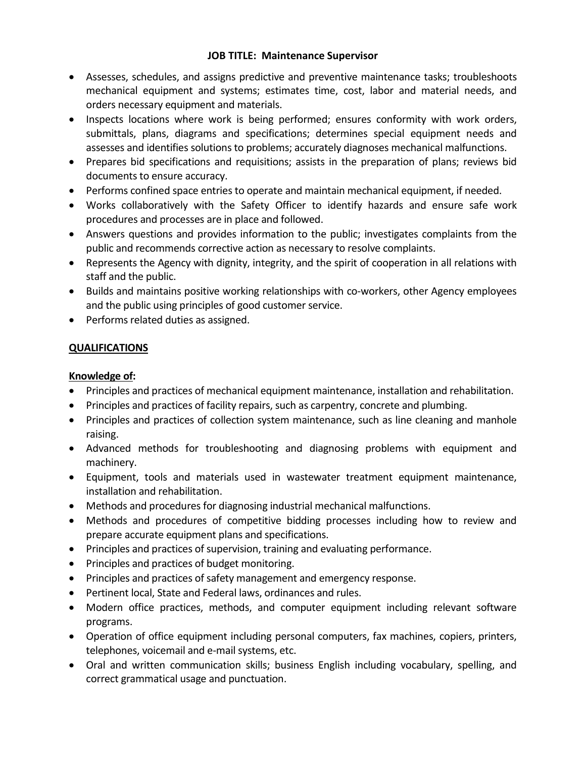**JOB TITLE: Maintenance Supervisor**

- Assesses, schedules, and assigns predictive and preventive maintenance tasks; troubleshoots mechanical equipment and systems; estimates time, cost, labor and material needs, and orders necessary equipment and materials.
- Inspects locations where work is being performed; ensures conformity with work orders, submittals, plans, diagrams and specifications; determines special equipment needs and assesses and identifies solutions to problems; accurately diagnoses mechanical malfunctions.
- Prepares bid specifications and requisitions; assists in the preparation of plans; reviews bid documents to ensure accuracy.
- Performs confined space entries to operate and maintain mechanical equipment, if needed.
- Works collaboratively with the Safety Officer to identify hazards and ensure safe work procedures and processes are in place and followed.
- Answers questions and provides information to the public; investigates complaints from the public and recommends corrective action as necessary to resolve complaints.
- Represents the Agency with dignity, integrity, and the spirit of cooperation in all relations with staff and the public.
- Builds and maintains positive working relationships with co-workers, other Agency employees and the public using principles of good customer service.
- Performs related duties as assigned.

## QUALIFICATIONS

### Knowledge of:

- Principles and practices of mechanical equipment maintenance, installation and rehabilitation.
- Principles and practices of facility repairs, such as carpentry, concrete and plumbing.
- Principles and practices of collection system maintenance, such as line cleaning and manhole raising.
- Advanced methods for troubleshooting and diagnosing problems with equipment and machinery.
- Equipment, tools and materials used in wastewater treatment equipment maintenance, installation and rehabilitation.
- Methods and procedures for diagnosing industrial mechanical malfunctions.
- Methods and procedures of competitive bidding processes including how to review and prepare accurate equipment plans and specifications.
- Principles and practices of supervision, training and evaluating performance.
- Principles and practices of budget monitoring.
- Principles and practices of safety management and emergency response.
- Pertinent local, State and Federal laws, ordinances and rules.
- Modern office practices, methods, and computer equipment including relevant software programs.
- Operation of office equipment including personal computers, fax machines, copiers, printers, telephones, voicemail and e-mail systems, etc.
- Oral and written communication skills; business English including vocabulary, spelling, and correct grammatical usage and punctuation.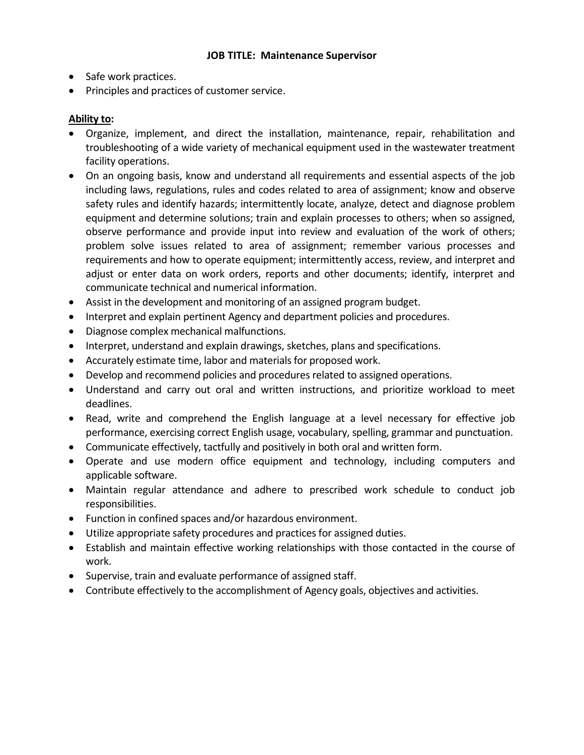**JOB TITLE: Maintenance Supervisor**

- Safe work practices.
- Principles and practices of customer service.

**Ability to:**

- Organize, implement, and direct the installation, maintenance, repair, rehabilitation and troubleshooting of a wide variety of mechanical equipment used in the wastewater treatment facility operations.
- On an ongoing basis, know and understand all requirements and essential aspects of the job including laws, regulations, rules and codes related to area of assignment; know and observe safety rules and identify hazards; intermittently locate, analyze, detect and diagnose problem equipment and determine solutions; train and explain processes to others; when so assigned, observe performance and provide input into review and evaluation of the work of others; problem solve issues related to area of assignment; remember various processes and requirements and how to operate equipment; intermittently access, review, and interpret and adjust or enter data on work orders, reports and other documents; identify, interpret and communicate technical and numerical information.
- Assist in the development and monitoring of an assigned program budget.
- Interpret and explain pertinent Agency and department policies and procedures.
- Diagnose complex mechanical malfunctions.
- Interpret, understand and explain drawings, sketches, plans and specifications.
- Accurately estimate time, labor and materials for proposed work.
- Develop and recommend policies and procedures related to assigned operations.
- Understand and carry out oral and written instructions, and prioritize workload to meet deadlines.
- Read, write and comprehend the English language at a level necessary for effective job performance, exercising correct English usage, vocabulary, spelling, grammar and punctuation.
- Communicate effectively, tactfully and positively in both oral and written form.
- Operate and use modern office equipment and technology, including computers and applicable software.
- Maintain regular attendance and adhere to prescribed work schedule to conduct job responsibilities.
- Function in confined spaces and/or hazardous environment.
- Utilize appropriate safety procedures and practices for assigned duties.
- Establish and maintain effective working relationships with those contacted in the course of work.
- Supervise, train and evaluate performance of assigned staff.
- Contribute effectively to the accomplishment of Agency goals, objectives and activities.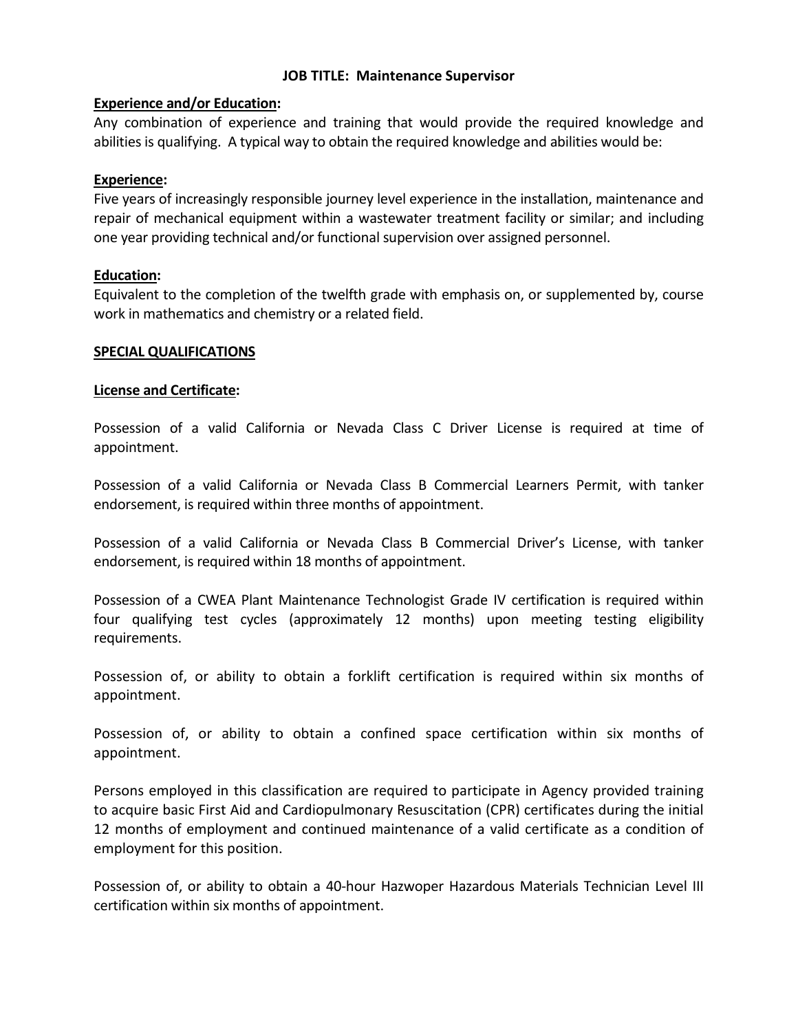**JOB TITLE: Maintenance Supervisor**

**Experience and/or Education:**

Any combination of experience and training that would provide the required knowledge and abilities is qualifying. A typical way to obtain the required knowledge and abilities would be:

**Experience:**

Five years of increasingly responsible journey level experience in the installation, maintenance and repair of mechanical equipment within a wastewater treatment facility or similar; and including one year providing technical and/or functional supervision over assigned personnel.

**Education:**

Equivalent to the completion of the twelfth grade with emphasis on, or supplemented by, course work in mathematics and chemistry or a related field.

**SPECIAL QUALIFICATIONS**

**License and Certificate:**

Possession of a valid California or Nevada Class C Driver License is required at time of appointment.

Possession of a valid California or Nevada Class B Commercial Learners Permit, with tanker endorsement, is required within three months of appointment.

Possession of a valid California or Nevada Class B Commercial Driver's License, with tanker endorsement, is required within 18 months of appointment.

Possession of a CWEA Plant Maintenance Technologist Grade IV certification is required within four qualifying test cycles (approximately 12 months) upon meeting testing eligibility requirements.

Possession of, or ability to obtain a forklift certification is required within six months of appointment.

Possession of, or ability to obtain a confined space certification within six months of appointment.

Persons employed in this classification are required to participate in Agency provided training to acquire basic First Aid and Cardiopulmonary Resuscitation (CPR) certificates during the initial 12 months of employment and continued maintenance of a valid certificate as a condition of employment for this position.

Possession of, or ability to obtain a 40-hour Hazwoper Hazardous Materials Technician Level III certification within six months of appointment.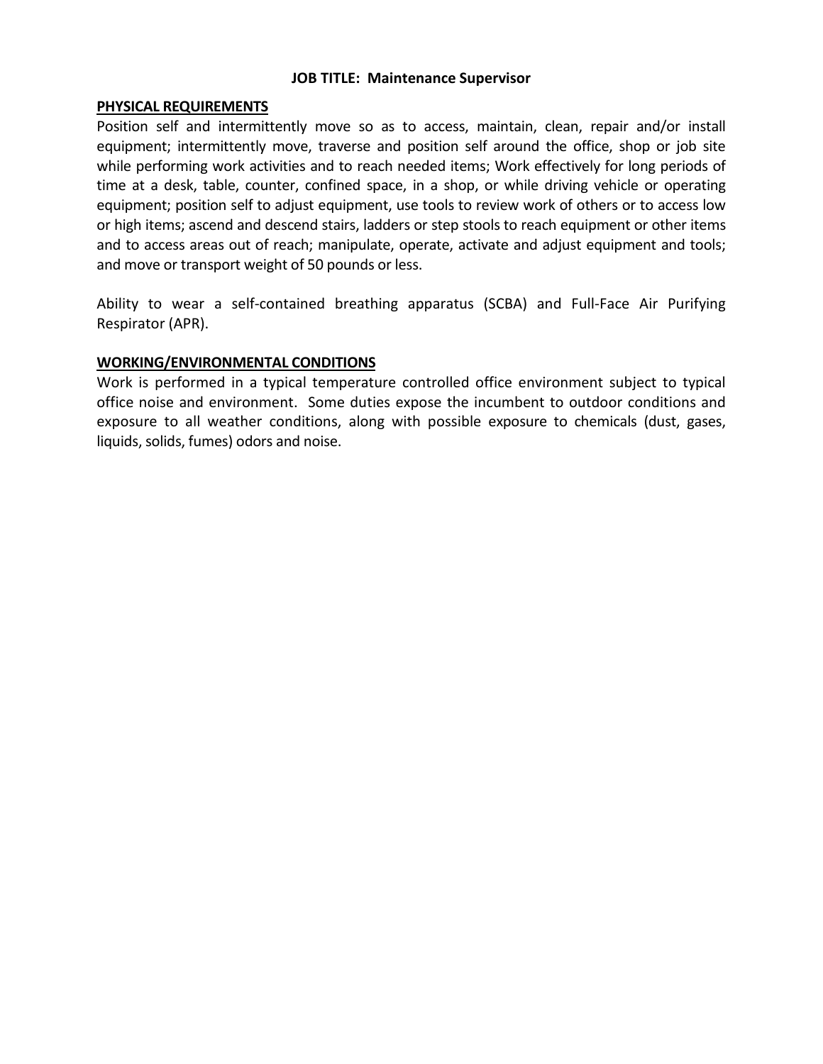**JOB TITLE: Maintenance Supervisor**

**PHYSICAL REQUIREMENTS**

Position self and intermittently move so as to access, maintain, clean, repair and/or install equipment; intermittently move, traverse and position self around the office, shop or job site while performing work activities and to reach needed items; Work effectively for long periods of time at a desk, table, counter, confined space, in a shop, or while driving vehicle or operating equipment; position self to adjust equipment, use tools to review work of others or to access low or high items; ascend and descend stairs, ladders or step stools to reach equipment or other items and to access areas out of reach; manipulate, operate, activate and adjust equipment and tools; and move or transport weight of 50 pounds or less.

Ability to wear a self-contained breathing apparatus (SCBA) and Full-Face Air Purifying Respirator (APR).

**WORKING/ENVIRONMENTAL CONDITIONS**

Work is performed in a typical temperature controlled office environment subject to typical office noise and environment. Some duties expose the incumbent to outdoor conditions and exposure to all weather conditions, along with possible exposure to chemicals (dust, gases, liquids, solids, fumes) odors and noise.